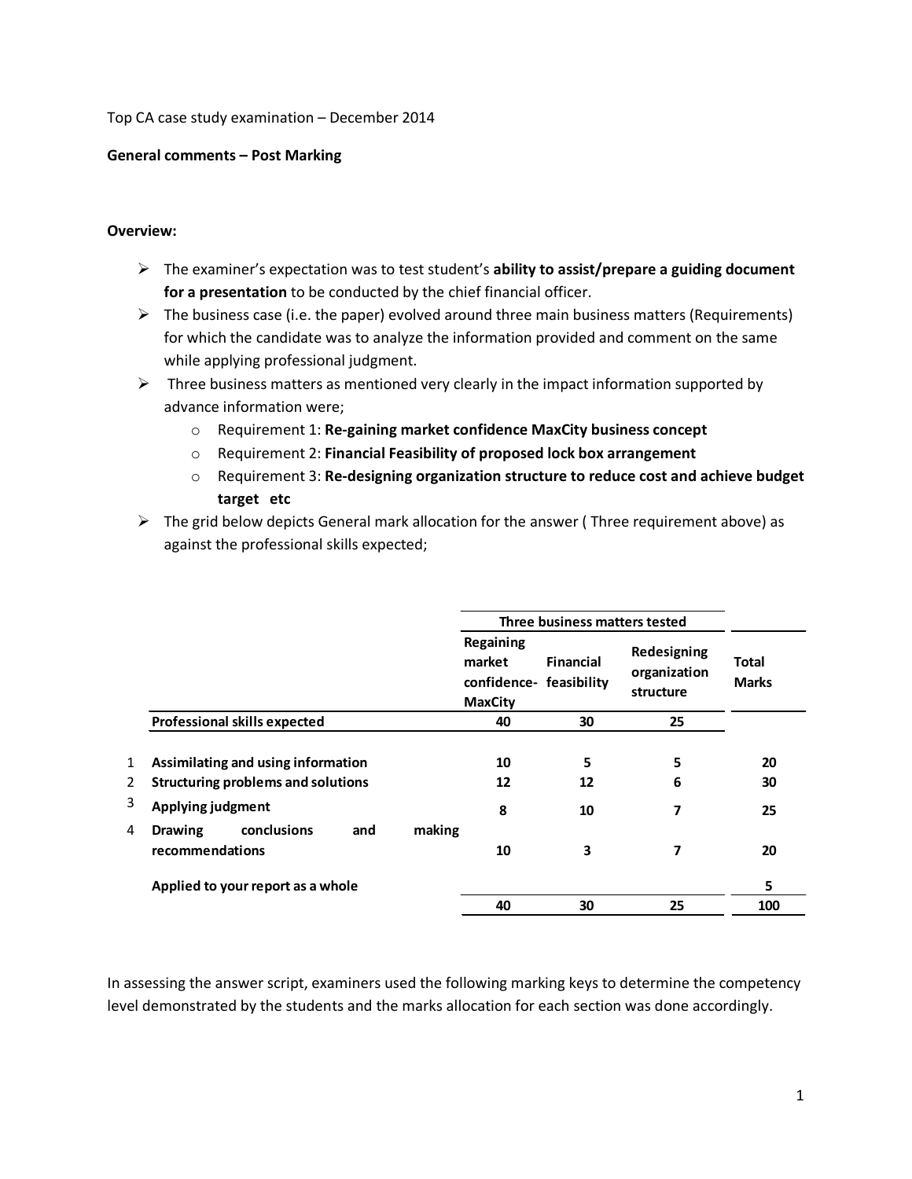Top CA case study examination – December 2014

**General comments – Post Marking**

**Overview:**

- The examiner's expectation was to test student's **ability to assist/prepare a guiding document for a presentation** to be conducted by the chief financial officer.
- The business case (i.e. the paper) evolved around three main business matters (Requirements) for which the candidate was to analyze the information provided and comment on the same while applying professional judgment.
- Three business matters as mentioned very clearly in the impact information supported by advance information were;
  - Requirement 1: **Re-gaining market confidence MaxCity business concept**
  - Requirement 2: **Financial Feasibility of proposed lock box arrangement**
  - Requirement 3: **Re-designing organization structure to reduce cost and achieve budget target etc**
- The grid below depicts General mark allocation for the answer ( Three requirement above) as against the professional skills expected;

| | | Three business matters tested | | | |
|---|---|---|---|---|---|
| | | **Regaining market confidence- MaxCity** | **Financial feasibility** | **Redesigning organization structure** | **Total Marks** |
| | **Professional skills expected** | **40** | **30** | **25** | |
| 1 | **Assimilating and using information** | **10** | **5** | **5** | **20** |
| 2 | **Structuring problems and solutions** | **12** | **12** | **6** | **30** |
| 3 | **Applying judgment** | **8** | **10** | **7** | **25** |
| 4 | **Drawing conclusions and making recommendations** | **10** | **3** | **7** | **20** |
| | **Applied to your report as a whole** | | | | **5** |
| | | **40** | **30** | **25** | **100** |

In assessing the answer script, examiners used the following marking keys to determine the competency level demonstrated by the students and the marks allocation for each section was done accordingly.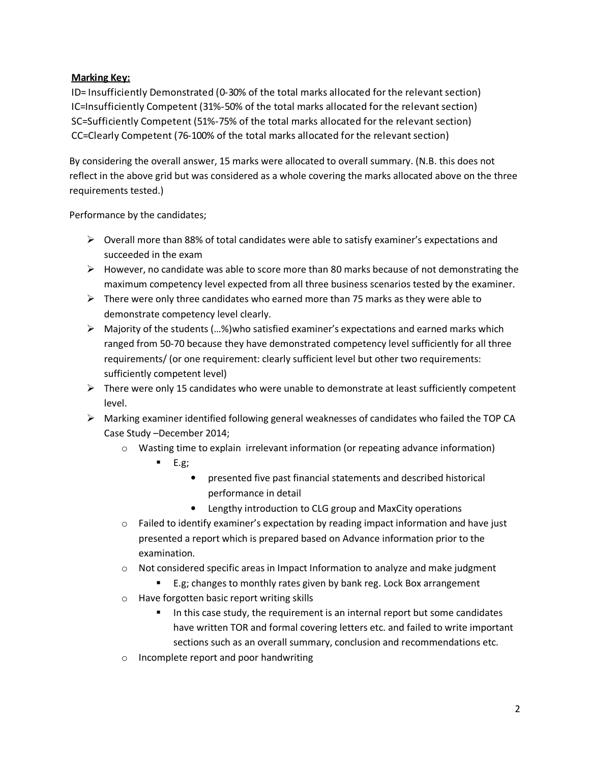**Marking Key:**

ID= Insufficiently Demonstrated (0-30% of the total marks allocated for the relevant section)
IC=Insufficiently Competent (31%-50% of the total marks allocated for the relevant section)
SC=Sufficiently Competent (51%-75% of the total marks allocated for the relevant section)
CC=Clearly Competent (76-100% of the total marks allocated for the relevant section)

By considering the overall answer, 15 marks were allocated to overall summary. (N.B. this does not reflect in the above grid but was considered as a whole covering the marks allocated above on the three requirements tested.)

Performance by the candidates;

- Overall more than 88% of total candidates were able to satisfy examiner's expectations and succeeded in the exam
- However, no candidate was able to score more than 80 marks because of not demonstrating the maximum competency level expected from all three business scenarios tested by the examiner.
- There were only three candidates who earned more than 75 marks as they were able to demonstrate competency level clearly.
- Majority of the students (…%)who satisfied examiner's expectations and earned marks which ranged from 50-70 because they have demonstrated competency level sufficiently for all three requirements/ (or one requirement: clearly sufficient level but other two requirements: sufficiently competent level)
- There were only 15 candidates who were unable to demonstrate at least sufficiently competent level.
- Marking examiner identified following general weaknesses of candidates who failed the TOP CA Case Study –December 2014;
  - Wasting time to explain irrelevant information (or repeating advance information)
    - E.g;
      - presented five past financial statements and described historical performance in detail
      - Lengthy introduction to CLG group and MaxCity operations
  - Failed to identify examiner's expectation by reading impact information and have just presented a report which is prepared based on Advance information prior to the examination.
  - Not considered specific areas in Impact Information to analyze and make judgment
    - E.g; changes to monthly rates given by bank reg. Lock Box arrangement
  - Have forgotten basic report writing skills
    - In this case study, the requirement is an internal report but some candidates have written TOR and formal covering letters etc. and failed to write important sections such as an overall summary, conclusion and recommendations etc.
  - Incomplete report and poor handwriting